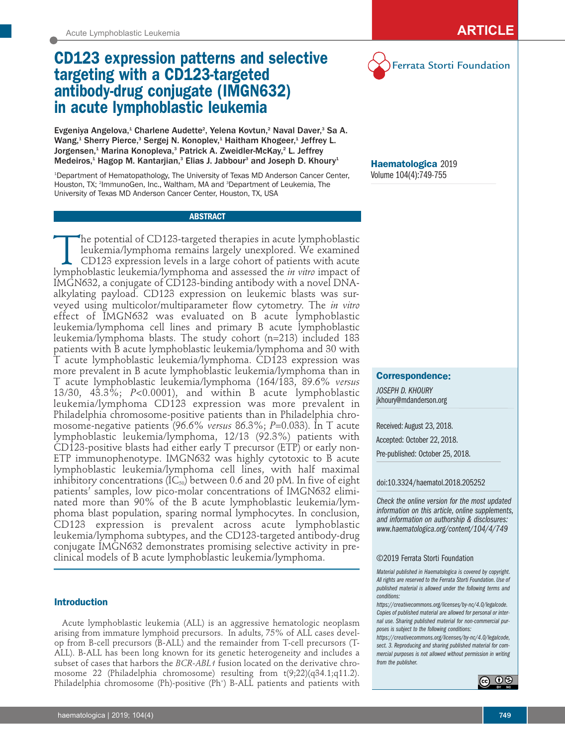# CD123 expression patterns and selective targeting with a CD123-targeted antibody-drug conjugate (IMGN632) in acute lymphoblastic leukemia

Evgeniya Angelova,[1] Charlene Audette[2], Yelena Kovtun,[2] Naval Daver,[3] Sa A. Wang,[1] Sherry Pierce,[3] Sergej N. Konoplev,[1] Haitham Khogeer,[1] Jeffrey L. Jorgensen,[1] Marina Konopleva,[3] Patrick A. Zweidler-McKay,[2] L. Jeffrey Medeiros,[1] Hagop M. Kantarjian,[3] Elias J. Jabbour[3] and Joseph D. Khoury[1]

[1]Department of Hematopathology, The University of Texas MD Anderson Cancer Center, Houston, TX; [2]ImmunoGen, Inc., Waltham, MA and [3]Department of Leukemia, The University of Texas MD Anderson Cancer Center, Houston, TX, USA

Haematologica 2019
Volume 104(4):749-755

## ABSTRACT

The potential of CD123-targeted therapies in acute lymphoblastic leukemia/lymphoma remains largely unexplored. We examined CD123 expression levels in a large cohort of patients with acute lymphoblastic leukemia/lymphoma and assessed the *in vitro* impact of IMGN632, a conjugate of CD123-binding antibody with a novel DNA-alkylating payload. CD123 expression on leukemic blasts was surveyed using multicolor/multiparameter flow cytometry. The *in vitro* effect of IMGN632 was evaluated on B acute lymphoblastic leukemia/lymphoma cell lines and primary B acute lymphoblastic leukemia/lymphoma blasts. The study cohort (n=213) included 183 patients with B acute lymphoblastic leukemia/lymphoma and 30 with T acute lymphoblastic leukemia/lymphoma. CD123 expression was more prevalent in B acute lymphoblastic leukemia/lymphoma than in T acute lymphoblastic leukemia/lymphoma (164/183, 89.6% *versus* 13/30, 43.3%; *P*<0.0001), and within B acute lymphoblastic leukemia/lymphoma CD123 expression was more prevalent in Philadelphia chromosome-positive patients than in Philadelphia chromosome-negative patients (96.6% *versus* 86.3%; *P*=0.033). In T acute lymphoblastic leukemia/lymphoma, 12/13 (92.3%) patients with CD123-positive blasts had either early T precursor (ETP) or early non-ETP immunophenotype. IMGN632 was highly cytotoxic to B acute lymphoblastic leukemia/lymphoma cell lines, with half maximal inhibitory concentrations ($IC_{50}$) between 0.6 and 20 pM. In five of eight patients' samples, low pico-molar concentrations of IMGN632 eliminated more than 90% of the B acute lymphoblastic leukemia/lymphoma blast population, sparing normal lymphocytes. In conclusion, CD123 expression is prevalent across acute lymphoblastic leukemia/lymphoma subtypes, and the CD123-targeted antibody-drug conjugate IMGN632 demonstrates promising selective activity in preclinical models of B acute lymphoblastic leukemia/lymphoma.

**Correspondence:**

*JOSEPH D. KHOURY*
jkhoury@mdanderson.org

Received: August 23, 2018.

Accepted: October 22, 2018.

Pre-published: October 25, 2018.

doi:10.3324/haematol.2018.205252

*Check the online version for the most updated information on this article, online supplements, and information on authorship & disclosures: www.haematologica.org/content/104/4/749*

©2019 Ferrata Storti Foundation

*Material published in Haematologica is covered by copyright. All rights are reserved to the Ferrata Storti Foundation. Use of published material is allowed under the following terms and conditions: https://creativecommons.org/licenses/by-nc/4.0/legalcode. Copies of published material are allowed for personal or internal use. Sharing published material for non-commercial purposes is subject to the following conditions: https://creativecommons.org/licenses/by-nc/4.0/legalcode, sect. 3. Reproducing and sharing published material for commercial purposes is not allowed without permission in writing from the publisher.*

## Introduction

Acute lymphoblastic leukemia (ALL) is an aggressive hematologic neoplasm arising from immature lymphoid precursors. In adults, 75% of ALL cases develop from B-cell precursors (B-ALL) and the remainder from T-cell precursors (T-ALL). B-ALL has been long known for its genetic heterogeneity and includes a subset of cases that harbors the *BCR-ABL1* fusion located on the derivative chromosome 22 (Philadelphia chromosome) resulting from t(9;22)(q34.1;q11.2). Philadelphia chromosome (Ph)-positive ($Ph^+$) B-ALL patients and patients with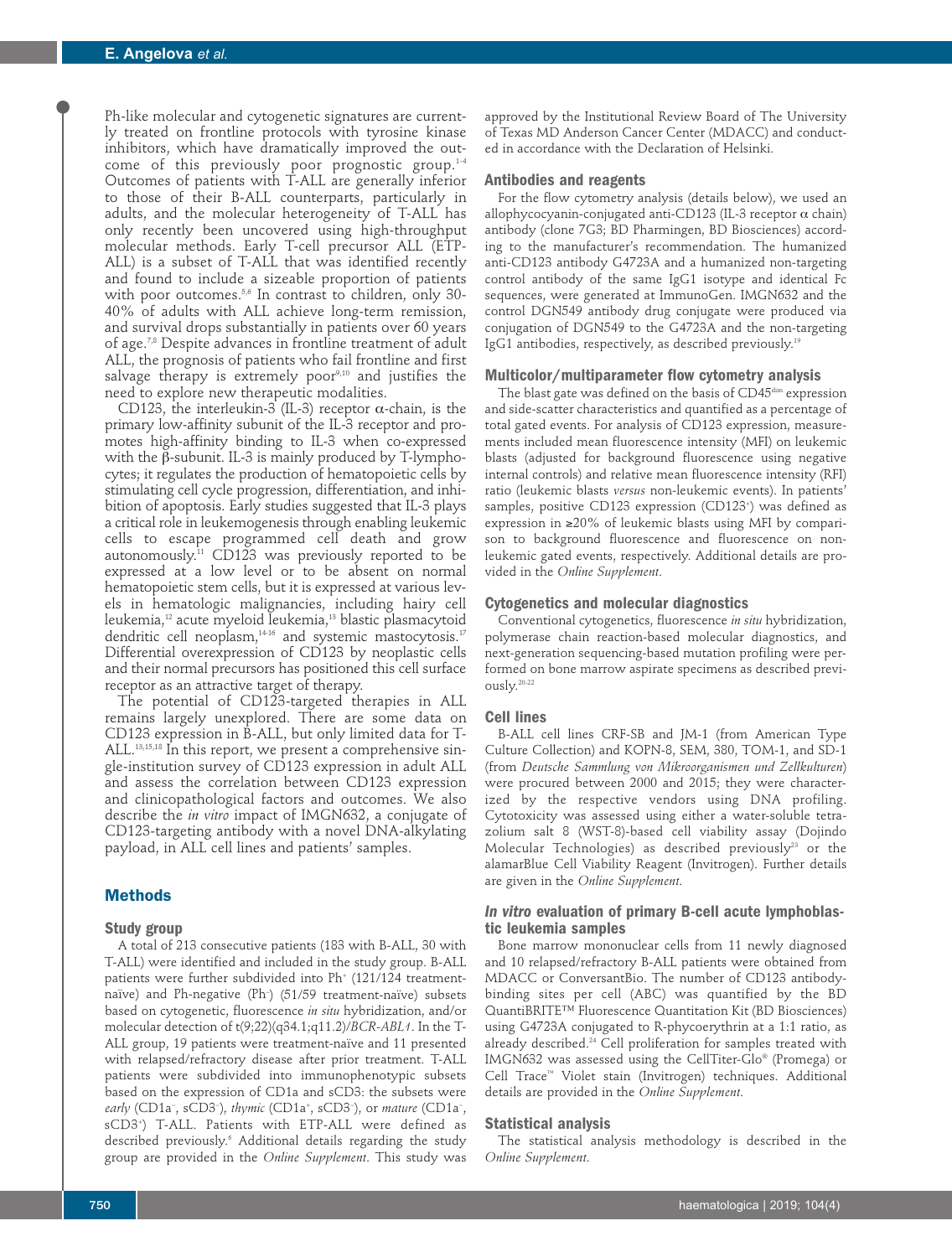Ph-like molecular and cytogenetic signatures are currently treated on frontline protocols with tyrosine kinase inhibitors, which have dramatically improved the outcome of this previously poor prognostic group.[1-4] Outcomes of patients with T-ALL are generally inferior to those of their B-ALL counterparts, particularly in adults, and the molecular heterogeneity of T-ALL has only recently been uncovered using high-throughput molecular methods. Early T-cell precursor ALL (ETP-ALL) is a subset of T-ALL that was identified recently and found to include a sizeable proportion of patients with poor outcomes.[5,6] In contrast to children, only 30-40% of adults with ALL achieve long-term remission, and survival drops substantially in patients over 60 years of age.[7,8] Despite advances in frontline treatment of adult ALL, the prognosis of patients who fail frontline and first salvage therapy is extremely poor[9,10] and justifies the need to explore new therapeutic modalities.

CD123, the interleukin-3 (IL-3) receptor α-chain, is the primary low-affinity subunit of the IL-3 receptor and promotes high-affinity binding to IL-3 when co-expressed with the β-subunit. IL-3 is mainly produced by T-lymphocytes; it regulates the production of hematopoietic cells by stimulating cell cycle progression, differentiation, and inhibition of apoptosis. Early studies suggested that IL-3 plays a critical role in leukemogenesis through enabling leukemic cells to escape programmed cell death and grow autonomously.[11] CD123 was previously reported to be expressed at a low level or to be absent on normal hematopoietic stem cells, but it is expressed at various levels in hematologic malignancies, including hairy cell leukemia,[12] acute myeloid leukemia,[13] blastic plasmacytoid dendritic cell neoplasm,[14-16] and systemic mastocytosis.[17] Differential overexpression of CD123 by neoplastic cells and their normal precursors has positioned this cell surface receptor as an attractive target of therapy.

The potential of CD123-targeted therapies in ALL remains largely unexplored. There are some data on CD123 expression in B-ALL, but only limited data for T-ALL.[13,15,18] In this report, we present a comprehensive single-institution survey of CD123 expression in adult ALL and assess the correlation between CD123 expression and clinicopathological factors and outcomes. We also describe the *in vitro* impact of IMGN632, a conjugate of CD123-targeting antibody with a novel DNA-alkylating payload, in ALL cell lines and patients' samples.

## Methods

### Study group

A total of 213 consecutive patients (183 with B-ALL, 30 with T-ALL) were identified and included in the study group. B-ALL patients were further subdivided into Ph$^+$ (121/124 treatment-naïve) and Ph-negative (Ph$^-$) (51/59 treatment-naïve) subsets based on cytogenetic, fluorescence *in situ* hybridization, and/or molecular detection of t(9;22)(q34.1;q11.2)/*BCR-ABL1*. In the T-ALL group, 19 patients were treatment-naïve and 11 presented with relapsed/refractory disease after prior treatment. T-ALL patients were subdivided into immunophenotypic subsets based on the expression of CD1a and sCD3: the subsets were *early* (CD1a$^-$, sCD3$^-$), *thymic* (CD1a$^+$, sCD3$^-$), or *mature* (CD1a$^-$, sCD3$^+$) T-ALL. Patients with ETP-ALL were defined as described previously.[6] Additional details regarding the study group are provided in the *Online Supplement*. This study was approved by the Institutional Review Board of The University of Texas MD Anderson Cancer Center (MDACC) and conducted in accordance with the Declaration of Helsinki.

### Antibodies and reagents

For the flow cytometry analysis (details below), we used an allophycocyanin-conjugated anti-CD123 (IL-3 receptor α chain) antibody (clone 7G3; BD Pharmingen, BD Biosciences) according to the manufacturer's recommendation. The humanized anti-CD123 antibody G4723A and a humanized non-targeting control antibody of the same IgG1 isotype and identical Fc sequences, were generated at ImmunoGen. IMGN632 and the control DGN549 antibody drug conjugate were produced via conjugation of DGN549 to the G4723A and the non-targeting IgG1 antibodies, respectively, as described previously.[19]

### Multicolor/multiparameter flow cytometry analysis

The blast gate was defined on the basis of CD45$^{dim}$ expression and side-scatter characteristics and quantified as a percentage of total gated events. For analysis of CD123 expression, measurements included mean fluorescence intensity (MFI) on leukemic blasts (adjusted for background fluorescence using negative internal controls) and relative mean fluorescence intensity (RFI) ratio (leukemic blasts *versus* non-leukemic events). In patients' samples, positive CD123 expression (CD123$^+$) was defined as expression in ≥20% of leukemic blasts using MFI by comparison to background fluorescence and fluorescence on non-leukemic gated events, respectively. Additional details are provided in the *Online Supplement*.

### Cytogenetics and molecular diagnostics

Conventional cytogenetics, fluorescence *in situ* hybridization, polymerase chain reaction-based molecular diagnostics, and next-generation sequencing-based mutation profiling were performed on bone marrow aspirate specimens as described previously.[20-22]

### Cell lines

B-ALL cell lines CRF-SB and JM-1 (from American Type Culture Collection) and KOPN-8, SEM, 380, TOM-1, and SD-1 (from *Deutsche Sammlung von Mikroorganismen und Zellkulturen*) were procured between 2000 and 2015; they were characterized by the respective vendors using DNA profiling. Cytotoxicity was assessed using either a water-soluble tetrazolium salt 8 (WST-8)-based cell viability assay (Dojindo Molecular Technologies) as described previously[23] or the alamarBlue Cell Viability Reagent (Invitrogen). Further details are given in the *Online Supplement*.

### *In vitro* evaluation of primary B-cell acute lymphoblastic leukemia samples

Bone marrow mononuclear cells from 11 newly diagnosed and 10 relapsed/refractory B-ALL patients were obtained from MDACC or ConversantBio. The number of CD123 antibody-binding sites per cell (ABC) was quantified by the BD QuantiBRITE™ Fluorescence Quantitation Kit (BD Biosciences) using G4723A conjugated to R-phycoerythrin at a 1:1 ratio, as already described.[24] Cell proliferation for samples treated with IMGN632 was assessed using the CellTiter-Glo® (Promega) or Cell Trace™ Violet stain (Invitrogen) techniques. Additional details are provided in the *Online Supplement*.

### Statistical analysis

The statistical analysis methodology is described in the *Online Supplement*.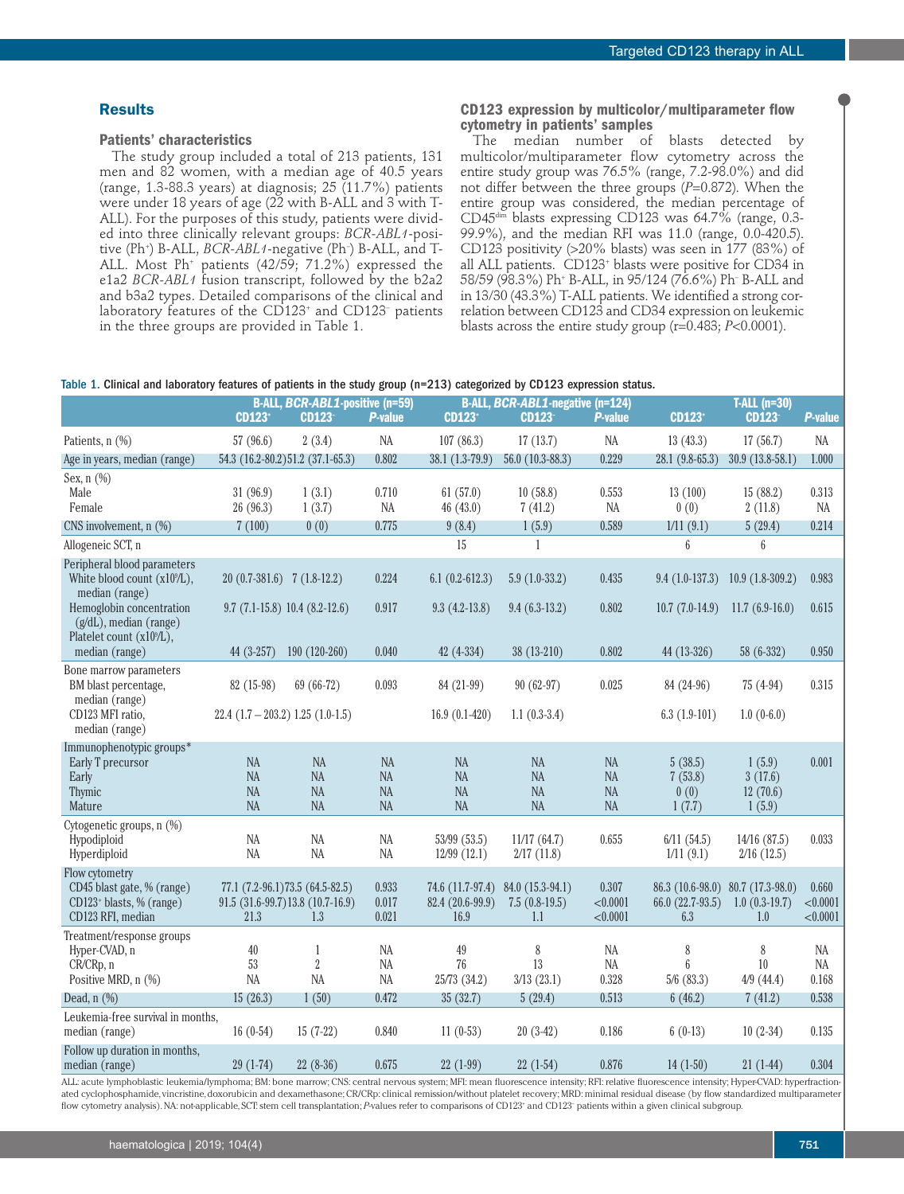## Results

### Patients' characteristics

The study group included a total of 213 patients, 131 men and 82 women, with a median age of 40.5 years (range, 1.3-88.3 years) at diagnosis; 25 (11.7%) patients were under 18 years of age (22 with B-ALL and 3 with T-ALL). For the purposes of this study, patients were divided into three clinically relevant groups: *BCR-ABL1*-positive (Ph$^+$) B-ALL, *BCR-ABL1*-negative (Ph$^-$) B-ALL, and T-ALL. Most Ph$^+$ patients (42/59; 71.2%) expressed the e1a2 *BCR-ABL1* fusion transcript, followed by the b2a2 and b3a2 types. Detailed comparisons of the clinical and laboratory features of the CD123$^+$ and CD123$^-$ patients in the three groups are provided in Table 1.

### CD123 expression by multicolor/multiparameter flow cytometry in patients' samples

The median number of blasts detected by multicolor/multiparameter flow cytometry across the entire study group was 76.5% (range, 7.2-98.0%) and did not differ between the three groups ($P$=0.872). When the entire group was considered, the median percentage of CD45$^{dim}$ blasts expressing CD123 was 64.7% (range, 0.3-99.9%), and the median RFI was 11.0 (range, 0.0-420.5). CD123 positivity (>20% blasts) was seen in 177 (83%) of all ALL patients. CD123$^+$ blasts were positive for CD34 in 58/59 (98.3%) Ph$^+$ B-ALL, in 95/124 (76.6%) Ph$^-$ B-ALL and in 13/30 (43.3%) T-ALL patients. We identified a strong correlation between CD123 and CD34 expression on leukemic blasts across the entire study group (r=0.483; $P$<0.0001).

**Table 1. Clinical and laboratory features of patients in the study group (n=213) categorized by CD123 expression status.**

| | B-ALL, *BCR-ABL1*-positive (n=59) | | | B-ALL, *BCR-ABL1*-negative (n=124) | | | T-ALL (n=30) | | |
|---|---|---|---|---|---|---|---|---|---|
| | CD123$^+$ | CD123$^-$ | *P*-value | CD123$^+$ | CD123$^-$ | *P*-value | CD123$^+$ | CD123$^-$ | *P*-value |
| Patients, n (%) | 57 (96.6) | 2 (3.4) | NA | 107 (86.3) | 17 (13.7) | NA | 13 (43.3) | 17 (56.7) | NA |
| Age in years, median (range) | 54.3 (16.2-80.2) | 51.2 (37.1-65.3) | 0.802 | 38.1 (1.3-79.9) | 56.0 (10.3-88.3) | 0.229 | 28.1 (9.8-65.3) | 30.9 (13.8-58.1) | 1.000 |
| Sex, n (%) | | | | | | | | | |
| Male | 31 (96.9) | 1 (3.1) | 0.710 | 61 (57.0) | 10 (58.8) | 0.553 | 13 (100) | 15 (88.2) | 0.313 |
| Female | 26 (96.3) | 1 (3.7) | NA | 46 (43.0) | 7 (41.2) | NA | 0 (0) | 2 (11.8) | NA |
| CNS involvement, n (%) | 7 (100) | 0 (0) | 0.775 | 9 (8.4) | 1 (5.9) | 0.589 | 1/11 (9.1) | 5 (29.4) | 0.214 |
| Allogeneic SCT, n | | | | 15 | 1 | | 6 | 6 | |
| Peripheral blood parameters | | | | | | | | | |
| White blood count (x10$^9$/L), median (range) | 20 (0.7-381.6) | 7 (1.8-12.2) | 0.224 | 6.1 (0.2-612.3) | 5.9 (1.0-33.2) | 0.435 | 9.4 (1.0-137.3) | 10.9 (1.8-309.2) | 0.983 |
| Hemoglobin concentration (g/dL), median (range) | 9.7 (7.1-15.8) | 10.4 (8.2-12.6) | 0.917 | 9.3 (4.2-13.8) | 9.4 (6.3-13.2) | 0.802 | 10.7 (7.0-14.9) | 11.7 (6.9-16.0) | 0.615 |
| Platelet count (x10$^9$/L), median (range) | 44 (3-257) | 190 (120-260) | 0.040 | 42 (4-334) | 38 (13-210) | 0.802 | 44 (13-326) | 58 (6-332) | 0.950 |
| Bone marrow parameters | | | | | | | | | |
| BM blast percentage, median (range) | 82 (15-98) | 69 (66-72) | 0.093 | 84 (21-99) | 90 (62-97) | 0.025 | 84 (24-96) | 75 (4-94) | 0.315 |
| CD123 MFI ratio, median (range) | 22.4 (1.7 – 203.2) | 1.25 (1.0-1.5) | | 16.9 (0.1-420) | 1.1 (0.3-3.4) | | 6.3 (1.9-101) | 1.0 (0-6.0) | |
| Immunophenotypic groups* | | | | | | | | | |
| Early T precursor | NA | NA | NA | NA | NA | NA | 5 (38.5) | 1 (5.9) | 0.001 |
| Early | NA | NA | NA | NA | NA | NA | 7 (53.8) | 3 (17.6) | |
| Thymic | NA | NA | NA | NA | NA | NA | 0 (0) | 12 (70.6) | |
| Mature | NA | NA | NA | NA | NA | NA | 1 (7.7) | 1 (5.9) | |
| Cytogenetic groups, n (%) | | | | | | | | | |
| Hypodiploid | NA | NA | NA | 53/99 (53.5) | 11/17 (64.7) | 0.655 | 6/11 (54.5) | 14/16 (87.5) | 0.033 |
| Hyperdiploid | NA | NA | NA | 12/99 (12.1) | 2/17 (11.8) | | 1/11 (9.1) | 2/16 (12.5) | |
| Flow cytometry | | | | | | | | | |
| CD45 blast gate, % (range) | 77.1 (7.2-96.1) | 73.5 (64.5-82.5) | 0.933 | 74.6 (11.7-97.4) | 84.0 (15.3-94.1) | 0.307 | 86.3 (10.6-98.0) | 80.7 (17.3-98.0) | 0.660 |
| CD123$^+$ blasts, % (range) | 91.5 (31.6-99.7) | 13.8 (10.7-16.9) | 0.017 | 82.4 (20.6-99.9) | 7.5 (0.8-19.5) | <0.0001 | 66.0 (22.7-93.5) | 1.0 (0.3-19.7) | <0.0001 |
| CD123 RFI, median | 21.3 | 1.3 | 0.021 | 16.9 | 1.1 | <0.0001 | 6.3 | 1.0 | <0.0001 |
| Treatment/response groups | | | | | | | | | |
| Hyper-CVAD, n | 40 | 1 | NA | 49 | 8 | NA | 8 | 8 | NA |
| CR/CRp, n | 53 | 2 | NA | 76 | 13 | NA | 6 | 10 | NA |
| Positive MRD, n (%) | NA | NA | NA | 25/73 (34.2) | 3/13 (23.1) | 0.328 | 5/6 (83.3) | 4/9 (44.4) | 0.168 |
| Dead, n (%) | 15 (26.3) | 1 (50) | 0.472 | 35 (32.7) | 5 (29.4) | 0.513 | 6 (46.2) | 7 (41.2) | 0.538 |
| Leukemia-free survival in months, median (range) | 16 (0-54) | 15 (7-22) | 0.840 | 11 (0-53) | 20 (3-42) | 0.186 | 6 (0-13) | 10 (2-34) | 0.135 |
| Follow up duration in months, median (range) | 29 (1-74) | 22 (8-36) | 0.675 | 22 (1-99) | 22 (1-54) | 0.876 | 14 (1-50) | 21 (1-44) | 0.304 |

ALL: acute lymphoblastic leukemia/lymphoma; BM: bone marrow; CNS: central nervous system; MFI: mean fluorescence intensity; RFI: relative fluorescence intensity; Hyper-CVAD: hyperfractionated cyclophosphamide, vincristine, doxorubicin and dexamethasone; CR/CRp: clinical remission/without platelet recovery; MRD: minimal residual disease (by flow standardized multiparameter flow cytometry analysis). NA: not-applicable, SCT: stem cell transplantation; *P*-values refer to comparisons of CD123$^+$ and CD123$^-$ patients within a given clinical subgroup.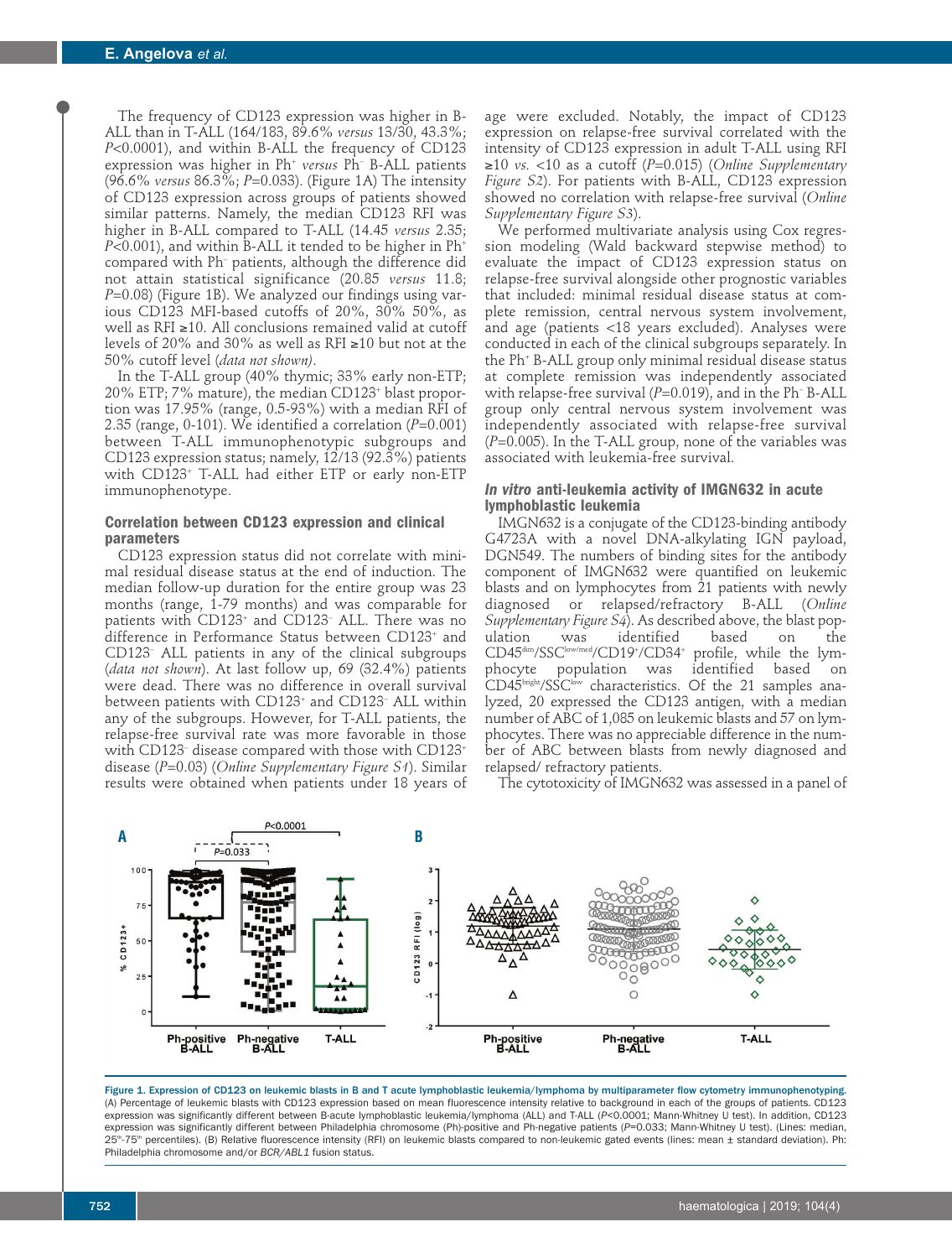The frequency of CD123 expression was higher in B-ALL than in T-ALL (164/183, 89.6% *versus* 13/30, 43.3%; $P$<0.0001), and within B-ALL the frequency of CD123 expression was higher in Ph$^+$ *versus* Ph$^-$ B-ALL patients (96.6% *versus* 86.3%; $P$=0.033). (Figure 1A) The intensity of CD123 expression across groups of patients showed similar patterns. Namely, the median CD123 RFI was higher in B-ALL compared to T-ALL (14.45 *versus* 2.35; $P$<0.001), and within B-ALL it tended to be higher in Ph$^+$ compared with Ph$^-$ patients, although the difference did not attain statistical significance (20.85 *versus* 11.8; $P$=0.08) (Figure 1B). We analyzed our findings using various CD123 MFI-based cutoffs of 20%, 30% 50%, as well as RFI ≥10. All conclusions remained valid at cutoff levels of 20% and 30% as well as RFI ≥10 but not at the 50% cutoff level (*data not shown*).

In the T-ALL group (40% thymic; 33% early non-ETP; 20% ETP; 7% mature), the median CD123$^+$ blast proportion was 17.95% (range, 0.5-93%) with a median RFI of 2.35 (range, 0-101). We identified a correlation ($P$=0.001) between T-ALL immunophenotypic subgroups and CD123 expression status; namely, 12/13 (92.3%) patients with CD123$^+$ T-ALL had either ETP or early non-ETP immunophenotype.

### Correlation between CD123 expression and clinical parameters

CD123 expression status did not correlate with minimal residual disease status at the end of induction. The median follow-up duration for the entire group was 23 months (range, 1-79 months) and was comparable for patients with CD123$^+$ and CD123$^-$ ALL. There was no difference in Performance Status between CD123$^+$ and CD123$^-$ ALL patients in any of the clinical subgroups (*data not shown*). At last follow up, 69 (32.4%) patients were dead. There was no difference in overall survival between patients with CD123$^+$ and CD123$^-$ ALL within any of the subgroups. However, for T-ALL patients, the relapse-free survival rate was more favorable in those with CD123$^-$ disease compared with those with CD123$^+$ disease ($P$=0.03) (*Online Supplementary Figure S1*). Similar results were obtained when patients under 18 years of age were excluded. Notably, the impact of CD123 expression on relapse-free survival correlated with the intensity of CD123 expression in adult T-ALL using RFI ≥10 *vs.* <10 as a cutoff ($P$=0.015) (*Online Supplementary Figure S2*). For patients with B-ALL, CD123 expression showed no correlation with relapse-free survival (*Online Supplementary Figure S3*).

We performed multivariate analysis using Cox regression modeling (Wald backward stepwise method) to evaluate the impact of CD123 expression status on relapse-free survival alongside other prognostic variables that included: minimal residual disease status at complete remission, central nervous system involvement, and age (patients <18 years excluded). Analyses were conducted in each of the clinical subgroups separately. In the Ph$^+$ B-ALL group only minimal residual disease status at complete remission was independently associated with relapse-free survival ($P$=0.019), and in the Ph$^-$ B-ALL group only central nervous system involvement was independently associated with relapse-free survival ($P$=0.005). In the T-ALL group, none of the variables was associated with leukemia-free survival.

### *In vitro* anti-leukemia activity of IMGN632 in acute lymphoblastic leukemia

IMGN632 is a conjugate of the CD123-binding antibody G4723A with a novel DNA-alkylating IGN payload, DGN549. The numbers of binding sites for the antibody component of IMGN632 were quantified on leukemic blasts and on lymphocytes from 21 patients with newly diagnosed or relapsed/refractory B-ALL (*Online Supplementary Figure S4*). As described above, the blast population was identified based on the CD45$^{dim}$/SSC$^{low/med}$/CD19$^+$/CD34$^+$ profile, while the lymphocyte population was identified based on CD45$^{bright}$/SSC$^{low}$ characteristics. Of the 21 samples analyzed, 20 expressed the CD123 antigen, with a median number of ABC of 1,085 on leukemic blasts and 57 on lymphocytes. There was no appreciable difference in the number of ABC between blasts from newly diagnosed and relapsed/ refractory patients.

The cytotoxicity of IMGN632 was assessed in a panel of

**Figure 1. Expression of CD123 on leukemic blasts in B and T acute lymphoblastic leukemia/lymphoma by multiparameter flow cytometry immunophenotyping.** (A) Percentage of leukemic blasts with CD123 expression based on mean fluorescence intensity relative to background in each of the groups of patients. CD123 expression was significantly different between B-acute lymphoblastic leukemia/lymphoma (ALL) and T-ALL ($P$<0.0001; Mann-Whitney U test). In addition, CD123 expression was significantly different between Philadelphia chromosome (Ph)-positive and Ph-negative patients ($P$=0.033; Mann-Whitney U test). (Lines: median, 25$^{th}$-75$^{th}$ percentiles). (B) Relative fluorescence intensity (RFI) on leukemic blasts compared to non-leukemic gated events (lines: mean ± standard deviation). Ph: Philadelphia chromosome and/or *BCR/ABL1* fusion status.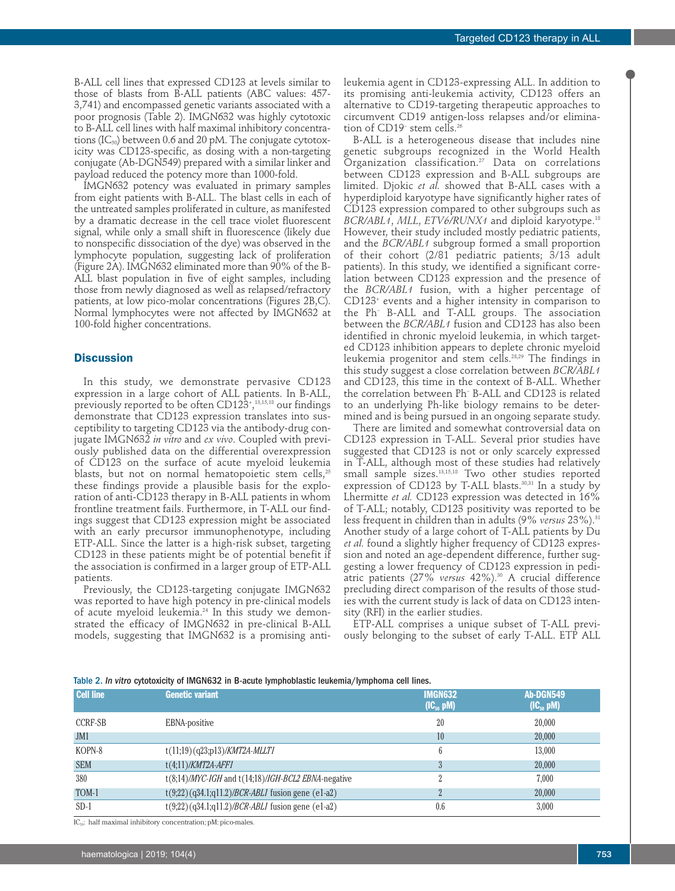B-ALL cell lines that expressed CD123 at levels similar to those of blasts from B-ALL patients (ABC values: 457-3,741) and encompassed genetic variants associated with a poor prognosis (Table 2). IMGN632 was highly cytotoxic to B-ALL cell lines with half maximal inhibitory concentrations ($IC_{50}$) between 0.6 and 20 pM. The conjugate cytotoxicity was CD123-specific, as dosing with a non-targeting conjugate (Ab-DGN549) prepared with a similar linker and payload reduced the potency more than 1000-fold.

IMGN632 potency was evaluated in primary samples from eight patients with B-ALL. The blast cells in each of the untreated samples proliferated in culture, as manifested by a dramatic decrease in the cell trace violet fluorescent signal, while only a small shift in fluorescence (likely due to nonspecific dissociation of the dye) was observed in the lymphocyte population, suggesting lack of proliferation (Figure 2A). IMGN632 eliminated more than 90% of the B-ALL blast population in five of eight samples, including those from newly diagnosed as well as relapsed/refractory patients, at low pico-molar concentrations (Figures 2B,C). Normal lymphocytes were not affected by IMGN632 at 100-fold higher concentrations.

## Discussion

In this study, we demonstrate pervasive CD123 expression in a large cohort of ALL patients. In B-ALL, previously reported to be often CD123+,[13,15,18] our findings demonstrate that CD123 expression translates into susceptibility to targeting CD123 via the antibody-drug conjugate IMGN632 *in vitro* and *ex vivo*. Coupled with previously published data on the differential overexpression of CD123 on the surface of acute myeloid leukemia blasts, but not on normal hematopoietic stem cells,[25] these findings provide a plausible basis for the exploration of anti-CD123 therapy in B-ALL patients in whom frontline treatment fails. Furthermore, in T-ALL our findings suggest that CD123 expression might be associated with an early precursor immunophenotype, including ETP-ALL. Since the latter is a high-risk subset, targeting CD123 in these patients might be of potential benefit if the association is confirmed in a larger group of ETP-ALL patients.

Previously, the CD123-targeting conjugate IMGN632 was reported to have high potency in pre-clinical models of acute myeloid leukemia.[24] In this study we demonstrated the efficacy of IMGN632 in pre-clinical B-ALL models, suggesting that IMGN632 is a promising anti-leukemia agent in CD123-expressing ALL. In addition to its promising anti-leukemia activity, CD123 offers an alternative to CD19-targeting therapeutic approaches to circumvent CD19 antigen-loss relapses and/or elimination of CD19- stem cells.[26]

B-ALL is a heterogeneous disease that includes nine genetic subgroups recognized in the World Health Organization classification.[27] Data on correlations between CD123 expression and B-ALL subgroups are limited. Djokic *et al.* showed that B-ALL cases with a hyperdiploid karyotype have significantly higher rates of CD123 expression compared to other subgroups such as *BCR/ABL1*, *MLL*, *ETV6/RUNX1* and diploid karyotype.[18] However, their study included mostly pediatric patients, and the *BCR/ABL1* subgroup formed a small proportion of their cohort (2/81 pediatric patients; 3/13 adult patients). In this study, we identified a significant correlation between CD123 expression and the presence of the *BCR/ABL1* fusion, with a higher percentage of CD123+ events and a higher intensity in comparison to the Ph- B-ALL and T-ALL groups. The association between the *BCR/ABL1* fusion and CD123 has also been identified in chronic myeloid leukemia, in which targeted CD123 inhibition appears to deplete chronic myeloid leukemia progenitor and stem cells.[28,29] The findings in this study suggest a close correlation between *BCR/ABL1* and CD123, this time in the context of B-ALL. Whether the correlation between Ph- B-ALL and CD123 is related to an underlying Ph-like biology remains to be determined and is being pursued in an ongoing separate study.

There are limited and somewhat controversial data on CD123 expression in T-ALL. Several prior studies have suggested that CD123 is not or only scarcely expressed in T-ALL, although most of these studies had relatively small sample sizes.[13,15,18] Two other studies reported expression of CD123 by T-ALL blasts.[30,31] In a study by Lhermitte *et al.* CD123 expression was detected in 16% of T-ALL; notably, CD123 positivity was reported to be less frequent in children than in adults (9% *versus* 23%).[31] Another study of a large cohort of T-ALL patients by Du *et al.* found a slightly higher frequency of CD123 expression and noted an age-dependent difference, further suggesting a lower frequency of CD123 expression in pediatric patients (27% *versus* 42%).[30] A crucial difference precluding direct comparison of the results of those studies with the current study is lack of data on CD123 intensity (RFI) in the earlier studies.

ETP-ALL comprises a unique subset of T-ALL previously belonging to the subset of early T-ALL. ETP ALL

**Table 2.** *In vitro* cytotoxicity of IMGN632 in B-acute lymphoblastic leukemia/lymphoma cell lines.

| Cell line | Genetic variant | IMGN632 ($IC_{50}$ pM) | Ab-DGN549 ($IC_{50}$ pM) |
|---|---|---|---|
| CCRF-SB | EBNA-positive | 20 | 20,000 |
| JM1 | | 10 | 20,000 |
| KOPN-8 | t(11;19)(q23;p13)/*KMT2A-MLLT1* | 6 | 13,000 |
| SEM | t(4;11)/*KMT2A-AFF1* | 3 | 20,000 |
| 380 | t(8;14)/*MYC-IGH* and t(14;18)/*IGH-BCL2 EBNA*-negative | 2 | 7,000 |
| TOM-1 | t(9;22)(q34.1;q11.2)/*BCR-ABL1* fusion gene (e1-a2) | 2 | 20,000 |
| SD-1 | t(9;22)(q34.1;q11.2)/*BCR-ABL1* fusion gene (e1-a2) | 0.6 | 3,000 |

$IC_{50}$: half maximal inhibitory concentration; pM: pico-males.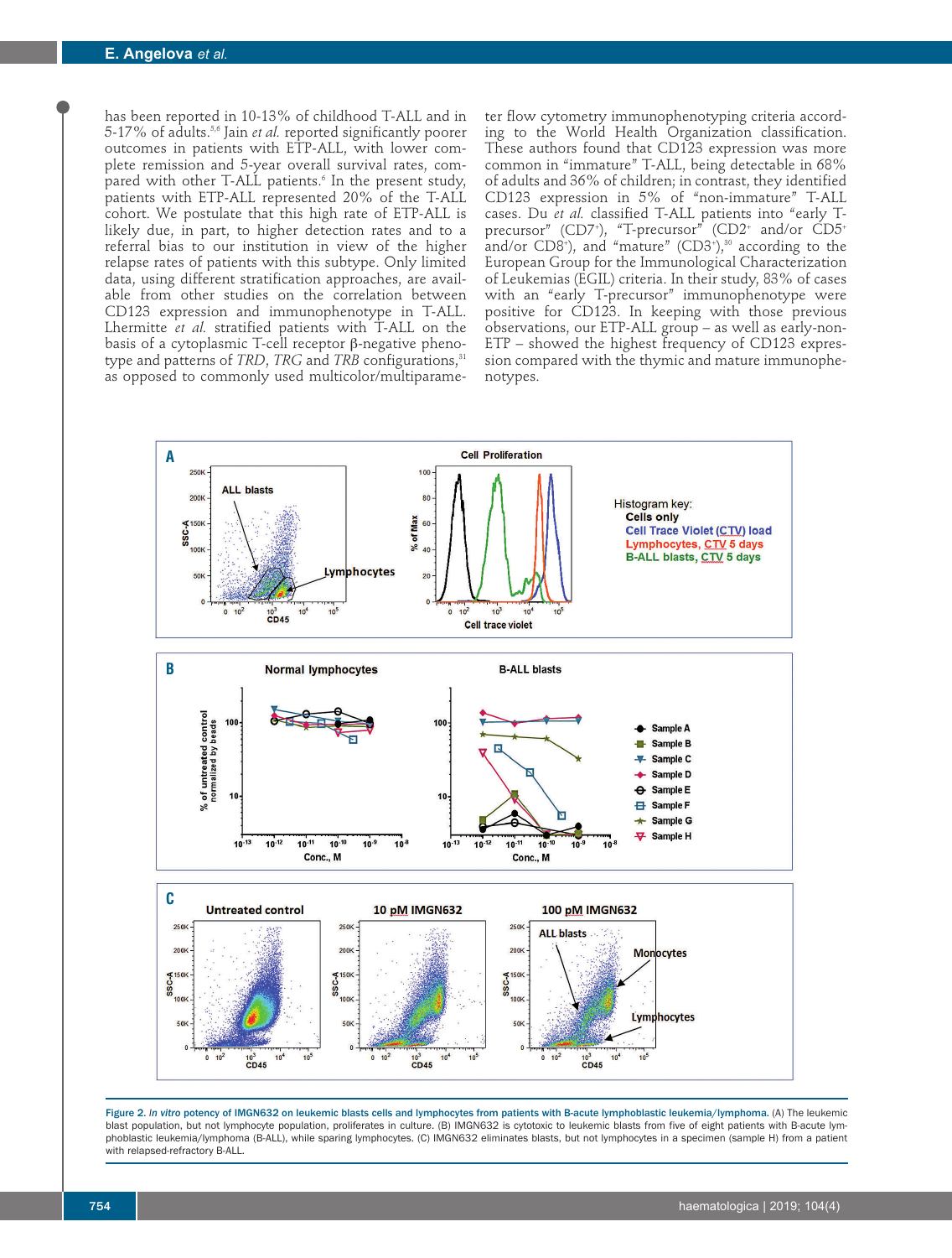has been reported in 10-13% of childhood T-ALL and in 5-17% of adults.[5,6] Jain *et al.* reported significantly poorer outcomes in patients with ETP-ALL, with lower complete remission and 5-year overall survival rates, compared with other T-ALL patients.[6] In the present study, patients with ETP-ALL represented 20% of the T-ALL cohort. We postulate that this high rate of ETP-ALL is likely due, in part, to higher detection rates and to a referral bias to our institution in view of the higher relapse rates of patients with this subtype. Only limited data, using different stratification approaches, are available from other studies on the correlation between CD123 expression and immunophenotype in T-ALL. Lhermitte *et al.* stratified patients with T-ALL on the basis of a cytoplasmic T-cell receptor β-negative phenotype and patterns of *TRD*, *TRG* and *TRB* configurations,[31] as opposed to commonly used multicolor/multiparameter flow cytometry immunophenotyping criteria according to the World Health Organization classification. These authors found that CD123 expression was more common in "immature" T-ALL, being detectable in 68% of adults and 36% of children; in contrast, they identified CD123 expression in 5% of "non-immature" T-ALL cases. Du *et al.* classified T-ALL patients into "early T-precursor" (CD7+), "T-precursor" (CD2+ and/or CD5+ and/or CD8+), and "mature" (CD3+),[30] according to the European Group for the Immunological Characterization of Leukemias (EGIL) criteria. In their study, 83% of cases with an "early T-precursor" immunophenotype were positive for CD123. In keeping with those previous observations, our ETP-ALL group – as well as early-non-ETP – showed the highest frequency of CD123 expression compared with the thymic and mature immunophenotypes.

**Figure 2.** *In vitro* **potency of IMGN632 on leukemic blasts cells and lymphocytes from patients with B-acute lymphoblastic leukemia/lymphoma.** (A) The leukemic blast population, but not lymphocyte population, proliferates in culture. (B) IMGN632 is cytotoxic to leukemic blasts from five of eight patients with B-acute lymphoblastic leukemia/lymphoma (B-ALL), while sparing lymphocytes. (C) IMGN632 eliminates blasts, but not lymphocytes in a specimen (sample H) from a patient with relapsed-refractory B-ALL.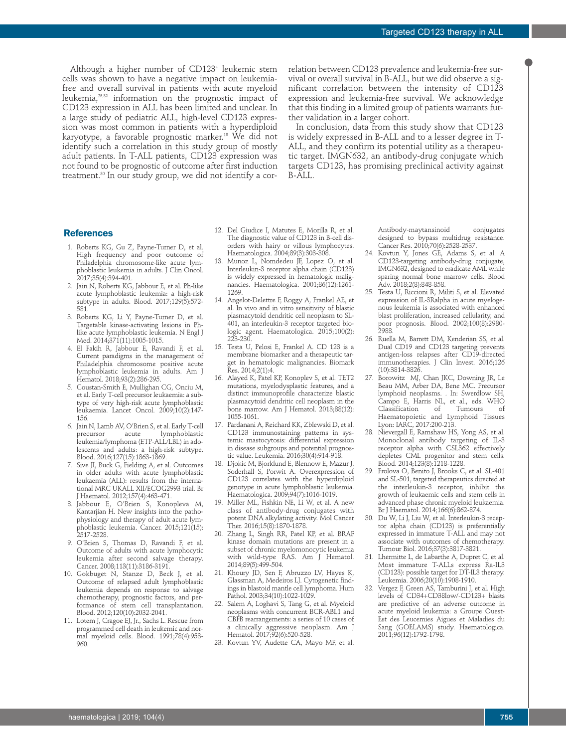Although a higher number of CD123[+] leukemic stem cells was shown to have a negative impact on leukemia-free and overall survival in patients with acute myeloid leukemia,[25,32] information on the prognostic impact of CD123 expression in ALL has been limited and unclear. In a large study of pediatric ALL, high-level CD123 expression was most common in patients with a hyperdiploid karyotype, a favorable prognostic marker.[18] We did not identify such a correlation in this study group of mostly adult patients. In T-ALL patients, CD123 expression was not found to be prognostic of outcome after first induction treatment.[30] In our study group, we did not identify a correlation between CD123 prevalence and leukemia-free survival or overall survival in B-ALL, but we did observe a significant correlation between the intensity of CD123 expression and leukemia-free survival. We acknowledge that this finding in a limited group of patients warrants further validation in a larger cohort.

In conclusion, data from this study show that CD123 is widely expressed in B-ALL and to a lesser degree in T-ALL, and they confirm its potential utility as a therapeutic target. IMGN632, an antibody-drug conjugate which targets CD123, has promising preclinical activity against B-ALL.

## References

1. Roberts KG, Gu Z, Payne-Turner D, et al. High frequency and poor outcome of Philadelphia chromosome-like acute lymphoblastic leukemia in adults. J Clin Oncol. 2017;35(4):394-401.
2. Jain N, Roberts KG, Jabbour E, et al. Ph-like acute lymphoblastic leukemia: a high-risk subtype in adults. Blood. 2017;129(5):572-581.
3. Roberts KG, Li Y, Payne-Turner D, et al. Targetable kinase-activating lesions in Ph-like acute lymphoblastic leukemia. N Engl J Med. 2014;371(11):1005-1015.
4. El Fakih R, Jabbour E, Ravandi F, et al. Current paradigms in the management of Philadelphia chromosome positive acute lymphoblastic leukemia in adults. Am J Hematol. 2018;93(2):286-295.
5. Coustan-Smith E, Mullighan CG, Onciu M, et al. Early T-cell precursor leukaemia: a subtype of very high-risk acute lymphoblastic leukaemia. Lancet Oncol. 2009;10(2):147-156.
6. Jain N, Lamb AV, O'Brien S, et al. Early T-cell precursor acute lymphoblastic leukemia/lymphoma (ETP-ALL/LBL) in adolescents and adults: a high-risk subtype. Blood. 2016;127(15):1863-1869.
7. Sive JI, Buck G, Fielding A, et al. Outcomes in older adults with acute lymphoblastic leukaemia (ALL): results from the international MRC UKALL XII/ECOG2993 trial. Br J Haematol. 2012;157(4):463-471.
8. Jabbour E, O'Brien S, Konopleva M, Kantarjian H. New insights into the pathophysiology and therapy of adult acute lymphoblastic leukemia. Cancer. 2015;121(15):2517-2528.
9. O'Brien S, Thomas D, Ravandi F, et al. Outcome of adults with acute lymphocytic leukemia after second salvage therapy. Cancer. 2008;113(11):3186-3191.
10. Gokbuget N, Stanze D, Beck J, et al. Outcome of relapsed adult lymphoblastic leukemia depends on response to salvage chemotherapy, prognostic factors, and performance of stem cell transplantation. Blood. 2012;120(10):2032-2041.
11. Lotem J, Cragoe EJ, Jr., Sachs L. Rescue from programmed cell death in leukemic and normal myeloid cells. Blood. 1991;78(4):953-960.
12. Del Giudice I, Matutes E, Morilla R, et al. The diagnostic value of CD123 in B-cell disorders with hairy or villous lymphocytes. Haematologica. 2004;89(3):303-308.
13. Munoz L, Nomdedeu JF, Lopez O, et al. Interleukin-3 receptor alpha chain (CD123) is widely expressed in hematologic malignancies. Haematologica. 2001;86(12):1261-1269.
14. Angelot-Delettre F, Roggy A, Frankel AE, et al. In vivo and in vitro sensitivity of blastic plasmacytoid dendritic cell neoplasm to SL-401, an interleukin-3 receptor targeted biologic agent. Haematologica. 2015;100(2):223-230.
15. Testa U, Pelosi E, Frankel A. CD 123 is a membrane biomarker and a therapeutic target in hematologic malignancies. Biomark Res. 2014;2(1):4.
16. Alayed K, Patel KP, Konoplev S, et al. TET2 mutations, myelodysplastic features, and a distinct immunoprofile characterize blastic plasmacytoid dendritic cell neoplasm in the bone marrow. Am J Hematol. 2013;88(12):1055-1061.
17. Pardanani A, Reichard KK, Zblewski D, et al. CD123 immunostaining patterns in systemic mastocytosis: differential expression in disease subgroups and potential prognostic value. Leukemia. 2016;30(4):914-918.
18. Djokic M, Bjorklund E, Blennow E, Mazur J, Soderhall S, Porwit A. Overexpression of CD123 correlates with the hyperdiploid genotype in acute lymphoblastic leukemia. Haematologica. 2009;94(7):1016-1019.
19. Miller ML, Fishkin NE, Li W, et al. A new class of antibody-drug conjugates with potent DNA alkylating activity. Mol Cancer Ther. 2016;15(8):1870-1878.
20. Zhang L, Singh RR, Patel KP, et al. BRAF kinase domain mutations are present in a subset of chronic myelomonocytic leukemia with wild-type RAS. Am J Hematol. 2014;89(5):499-504.
21. Hoyer JD, Sen F, Abruzzo LV, Hayes K, Glassman A, Medeiros LJ. Cytogenetic findings in blastoid mantle cell lymphoma. Hum Pathol. 2003;34(10):1022-1029.
22. Salem A, Loghavi S, Tang G, et al. Myeloid neoplasms with concurrent BCR-ABL1 and CBFB rearrangements: a series of 10 cases of a clinically aggressive neoplasm. Am J Hematol. 2017;92(6):520-528.
23. Kovtun YV, Audette CA, Mayo MF, et al. Antibody-maytansinoid conjugates designed to bypass multidrug resistance. Cancer Res. 2010;70(6):2528-2537.
24. Kovtun Y, Jones GE, Adams S, et al. A CD123-targeting antibody-drug conjugate, IMGN632, designed to eradicate AML while sparing normal bone marrow cells. Blood Adv. 2018;2(8):848-858.
25. Testa U, Riccioni R, Militi S, et al. Elevated expression of IL-3Ralpha in acute myelogenous leukemia is associated with enhanced blast proliferation, increased cellularity, and poor prognosis. Blood. 2002;100(8):2980-2988.
26. Ruella M, Barrett DM, Kenderian SS, et al. Dual CD19 and CD123 targeting prevents antigen-loss relapses after CD19-directed immunotherapies. J Clin Invest. 2016;126(10):3814-3826.
27. Borowitz MJ, Chan JKC, Downing JR, Le Beau MM, Arber DA, Bene MC. Precursor lymphoid neoplasms. . In: Swerdlow SH, Campo E, Harris NL, et al., eds. WHO Classification of Tumours of Haematopoietic and Lymphoid Tissues Lyon: IARC, 2017:200-213.
28. Nievergall E, Ramshaw HS, Yong AS, et al. Monoclonal antibody targeting of IL-3 receptor alpha with CSL362 effectively depletes CML progenitor and stem cells. Blood. 2014;123(8):1218-1228.
29. Frolova O, Benito J, Brooks C, et al. SL-401 and SL-501, targeted therapeutics directed at the interleukin-3 receptor, inhibit the growth of leukaemic cells and stem cells in advanced phase chronic myeloid leukaemia. Br J Haematol. 2014;166(6):862-874.
30. Du W, Li J, Liu W, et al. Interleukin-3 receptor alpha chain (CD123) is preferentially expressed in immature T-ALL and may not associate with outcomes of chemotherapy. Tumour Biol. 2016;37(3):3817-3821.
31. Lhermitte L, de Labarthe A, Dupret C, et al. Most immature T-ALLs express Ra-IL3 (CD123): possible target for DT-IL3 therapy. Leukemia. 2006;20(10):1908-1910.
32. Vergez F, Green AS, Tamburini J, et al. High levels of CD34+CD38low/-CD123+ blasts are predictive of an adverse outcome in acute myeloid leukemia: a Groupe Ouest-Est des Leucemies Aigues et Maladies du Sang (GOELAMS) study. Haematologica. 2011;96(12):1792-1798.